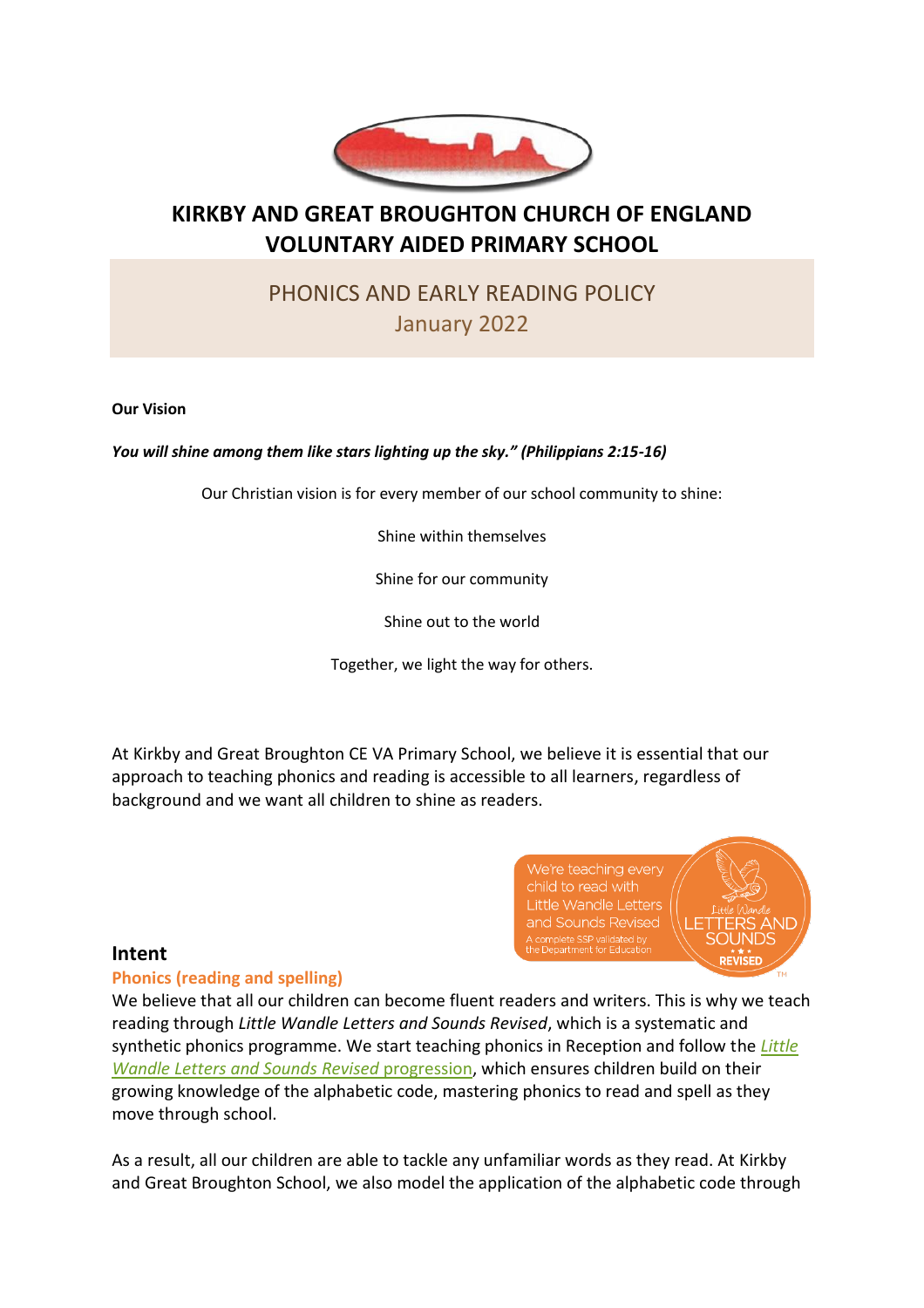# KIRKBY AND GREAT BROUGHTON CHURCH OF ENGLAND VOLUNTARY AIDED PRIMARY SCHOOL

## PHONICS AND EARLY READING POLICY
January 2022

**Our Vision**

***You will shine among them like stars lighting up the sky." (Philippians 2:15-16)***

Our Christian vision is for every member of our school community to shine:

Shine within themselves

Shine for our community

Shine out to the world

Together, we light the way for others.

At Kirkby and Great Broughton CE VA Primary School, we believe it is essential that our approach to teaching phonics and reading is accessible to all learners, regardless of background and we want all children to shine as readers.

We're teaching every child to read with Little Wandle Letters and Sounds Revised
A complete SSP validated by the Department for Education

## Intent

### Phonics (reading and spelling)

We believe that all our children can become fluent readers and writers. This is why we teach reading through *Little Wandle Letters and Sounds Revised*, which is a systematic and synthetic phonics programme. We start teaching phonics in Reception and follow the *Little Wandle Letters and Sounds Revised* progression, which ensures children build on their growing knowledge of the alphabetic code, mastering phonics to read and spell as they move through school.

As a result, all our children are able to tackle any unfamiliar words as they read. At Kirkby and Great Broughton School, we also model the application of the alphabetic code through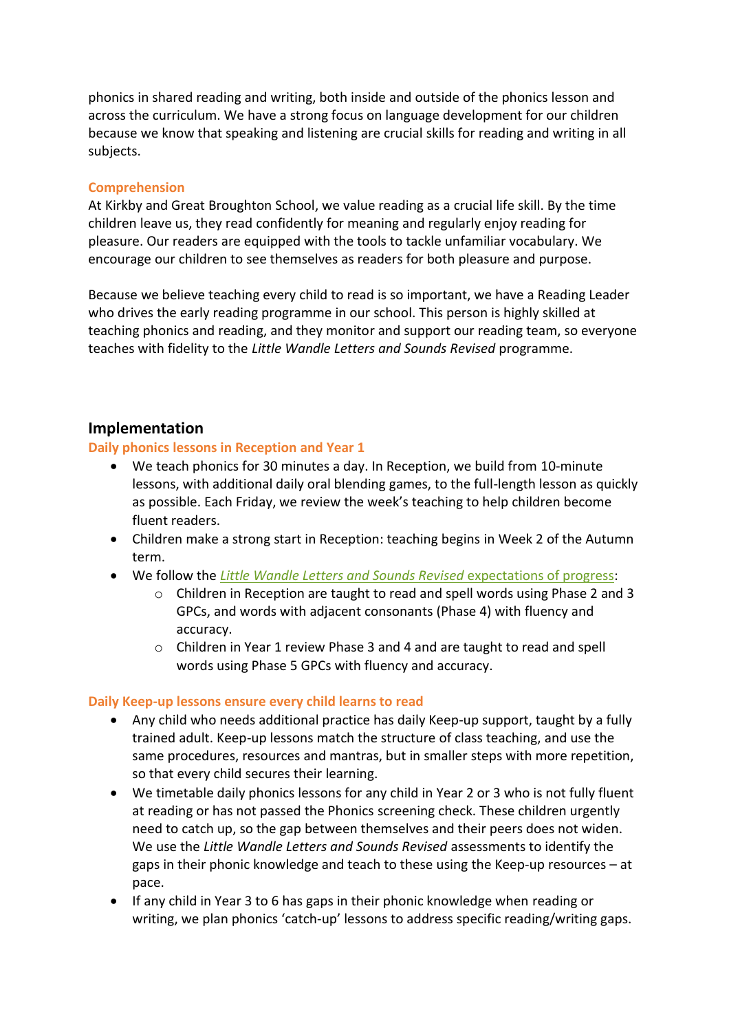phonics in shared reading and writing, both inside and outside of the phonics lesson and across the curriculum. We have a strong focus on language development for our children because we know that speaking and listening are crucial skills for reading and writing in all subjects.

### Comprehension

At Kirkby and Great Broughton School, we value reading as a crucial life skill. By the time children leave us, they read confidently for meaning and regularly enjoy reading for pleasure. Our readers are equipped with the tools to tackle unfamiliar vocabulary. We encourage our children to see themselves as readers for both pleasure and purpose.

Because we believe teaching every child to read is so important, we have a Reading Leader who drives the early reading programme in our school. This person is highly skilled at teaching phonics and reading, and they monitor and support our reading team, so everyone teaches with fidelity to the *Little Wandle Letters and Sounds Revised* programme.

## Implementation

### Daily phonics lessons in Reception and Year 1

- We teach phonics for 30 minutes a day. In Reception, we build from 10-minute lessons, with additional daily oral blending games, to the full-length lesson as quickly as possible. Each Friday, we review the week's teaching to help children become fluent readers.
- Children make a strong start in Reception: teaching begins in Week 2 of the Autumn term.
- We follow the *Little Wandle Letters and Sounds Revised* expectations of progress:
    - Children in Reception are taught to read and spell words using Phase 2 and 3 GPCs, and words with adjacent consonants (Phase 4) with fluency and accuracy.
    - Children in Year 1 review Phase 3 and 4 and are taught to read and spell words using Phase 5 GPCs with fluency and accuracy.

### Daily Keep-up lessons ensure every child learns to read

- Any child who needs additional practice has daily Keep-up support, taught by a fully trained adult. Keep-up lessons match the structure of class teaching, and use the same procedures, resources and mantras, but in smaller steps with more repetition, so that every child secures their learning.
- We timetable daily phonics lessons for any child in Year 2 or 3 who is not fully fluent at reading or has not passed the Phonics screening check. These children urgently need to catch up, so the gap between themselves and their peers does not widen. We use the *Little Wandle Letters and Sounds Revised* assessments to identify the gaps in their phonic knowledge and teach to these using the Keep-up resources – at pace.
- If any child in Year 3 to 6 has gaps in their phonic knowledge when reading or writing, we plan phonics 'catch-up' lessons to address specific reading/writing gaps.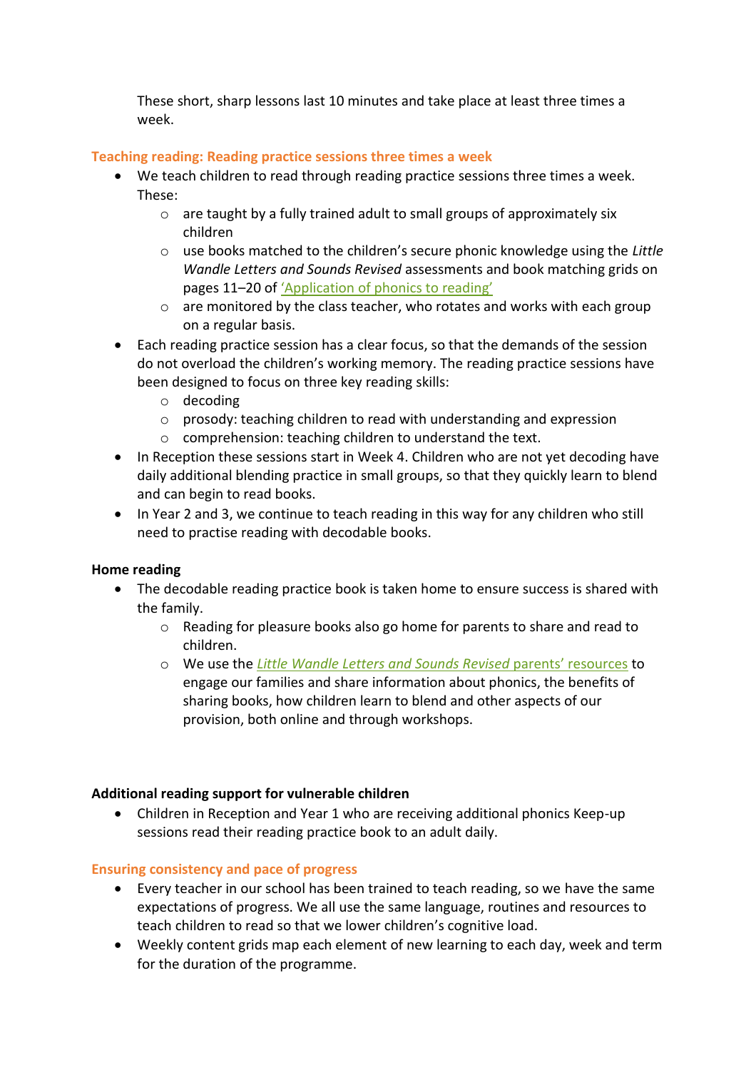These short, sharp lessons last 10 minutes and take place at least three times a week.

### Teaching reading: Reading practice sessions three times a week

- We teach children to read through reading practice sessions three times a week. These:
  - are taught by a fully trained adult to small groups of approximately six children
  - use books matched to the children's secure phonic knowledge using the *Little Wandle Letters and Sounds Revised* assessments and book matching grids on pages 11–20 of 'Application of phonics to reading'
  - are monitored by the class teacher, who rotates and works with each group on a regular basis.
- Each reading practice session has a clear focus, so that the demands of the session do not overload the children's working memory. The reading practice sessions have been designed to focus on three key reading skills:
  - decoding
  - prosody: teaching children to read with understanding and expression
  - comprehension: teaching children to understand the text.
- In Reception these sessions start in Week 4. Children who are not yet decoding have daily additional blending practice in small groups, so that they quickly learn to blend and can begin to read books.
- In Year 2 and 3, we continue to teach reading in this way for any children who still need to practise reading with decodable books.

**Home reading**

- The decodable reading practice book is taken home to ensure success is shared with the family.
  - Reading for pleasure books also go home for parents to share and read to children.
  - We use the *Little Wandle Letters and Sounds Revised* parents' resources to engage our families and share information about phonics, the benefits of sharing books, how children learn to blend and other aspects of our provision, both online and through workshops.

**Additional reading support for vulnerable children**

- Children in Reception and Year 1 who are receiving additional phonics Keep-up sessions read their reading practice book to an adult daily.

### Ensuring consistency and pace of progress

- Every teacher in our school has been trained to teach reading, so we have the same expectations of progress. We all use the same language, routines and resources to teach children to read so that we lower children's cognitive load.
- Weekly content grids map each element of new learning to each day, week and term for the duration of the programme.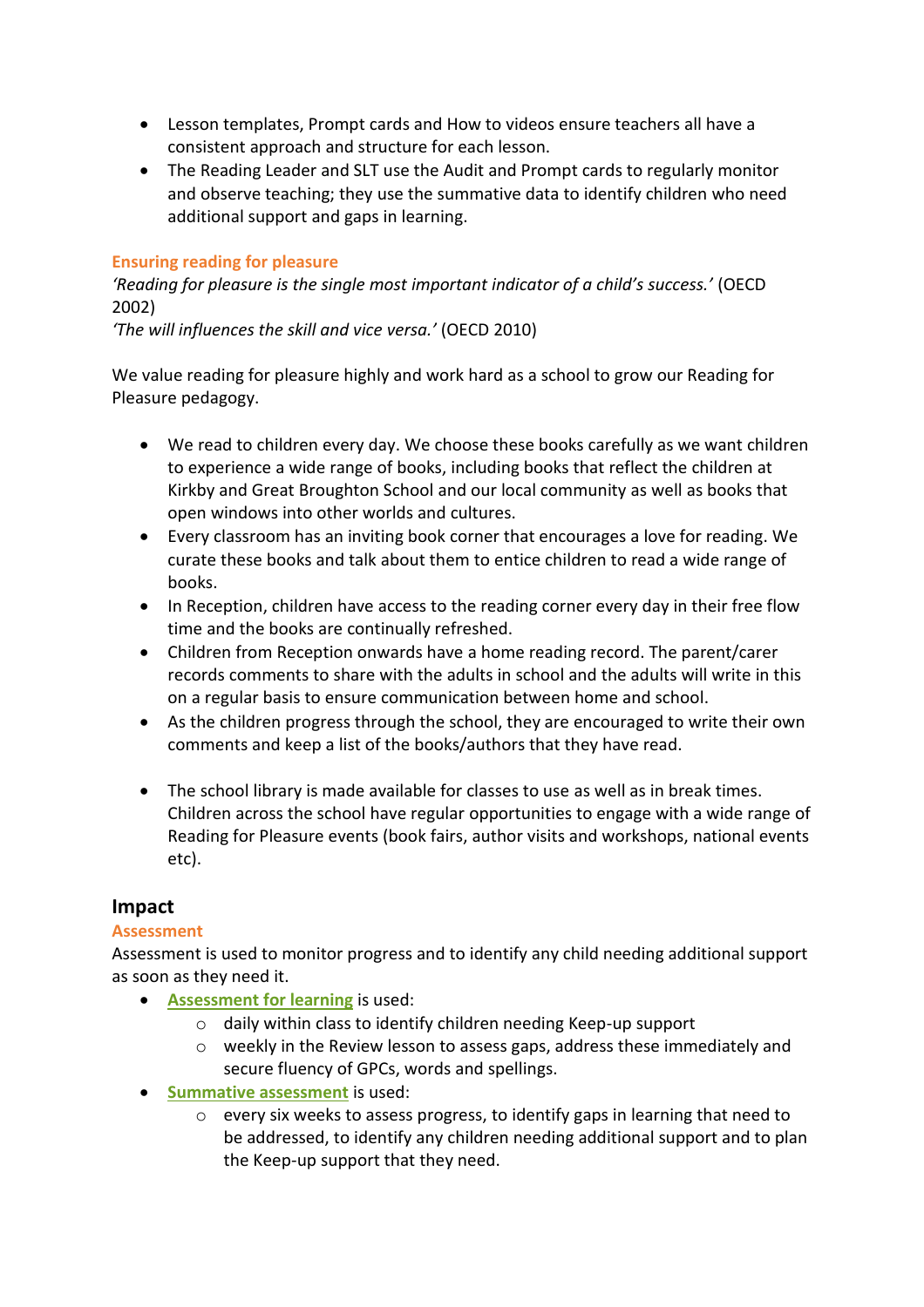- Lesson templates, Prompt cards and How to videos ensure teachers all have a consistent approach and structure for each lesson.
- The Reading Leader and SLT use the Audit and Prompt cards to regularly monitor and observe teaching; they use the summative data to identify children who need additional support and gaps in learning.

### Ensuring reading for pleasure

*'Reading for pleasure is the single most important indicator of a child's success.'* (OECD 2002)
*'The will influences the skill and vice versa.'* (OECD 2010)

We value reading for pleasure highly and work hard as a school to grow our Reading for Pleasure pedagogy.

- We read to children every day. We choose these books carefully as we want children to experience a wide range of books, including books that reflect the children at Kirkby and Great Broughton School and our local community as well as books that open windows into other worlds and cultures.
- Every classroom has an inviting book corner that encourages a love for reading. We curate these books and talk about them to entice children to read a wide range of books.
- In Reception, children have access to the reading corner every day in their free flow time and the books are continually refreshed.
- Children from Reception onwards have a home reading record. The parent/carer records comments to share with the adults in school and the adults will write in this on a regular basis to ensure communication between home and school.
- As the children progress through the school, they are encouraged to write their own comments and keep a list of the books/authors that they have read.

- The school library is made available for classes to use as well as in break times. Children across the school have regular opportunities to engage with a wide range of Reading for Pleasure events (book fairs, author visits and workshops, national events etc).

## Impact

### Assessment

Assessment is used to monitor progress and to identify any child needing additional support as soon as they need it.

- **Assessment for learning** is used:
  - daily within class to identify children needing Keep-up support
  - weekly in the Review lesson to assess gaps, address these immediately and secure fluency of GPCs, words and spellings.
- **Summative assessment** is used:
  - every six weeks to assess progress, to identify gaps in learning that need to be addressed, to identify any children needing additional support and to plan the Keep-up support that they need.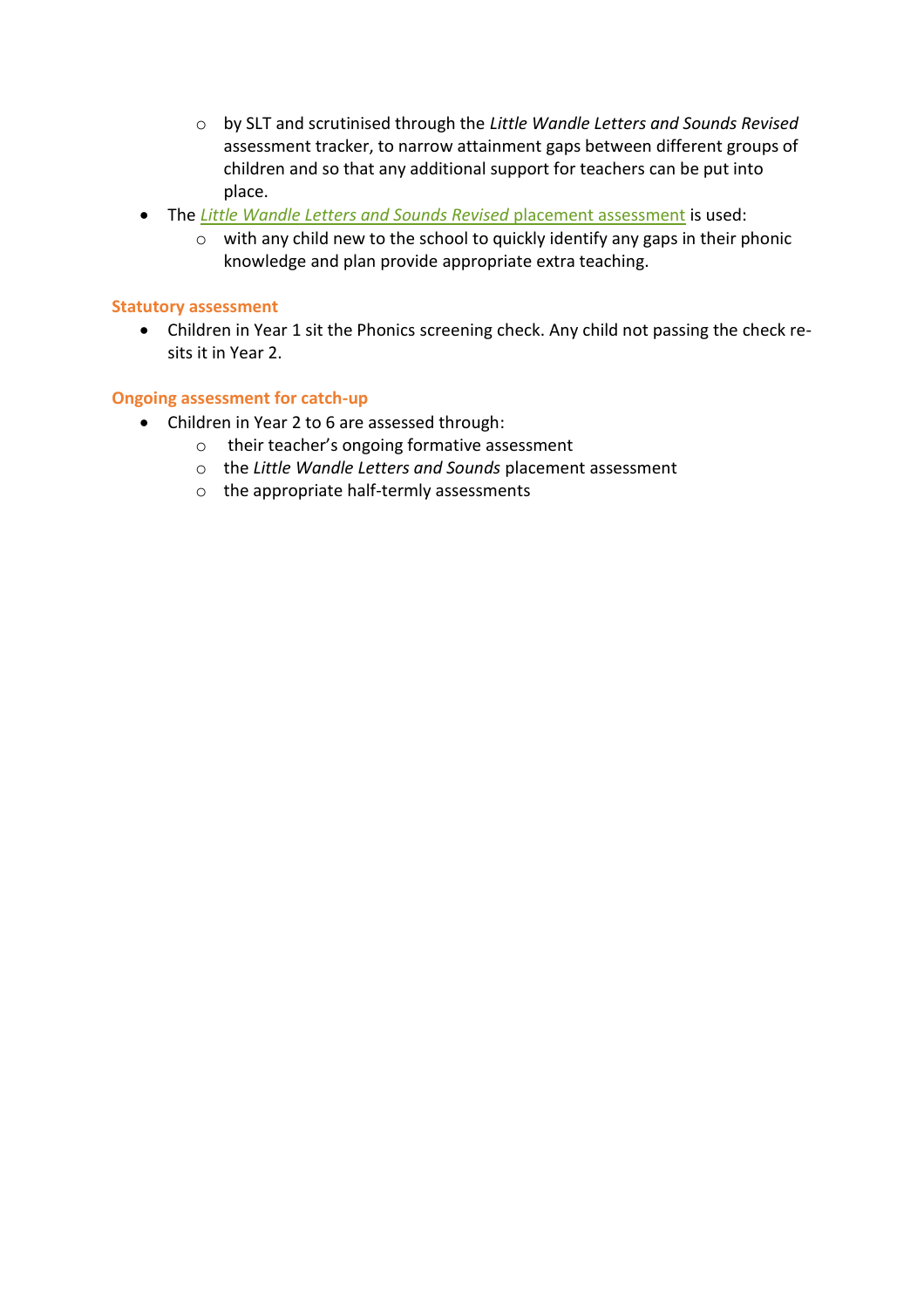- by SLT and scrutinised through the *Little Wandle Letters and Sounds Revised* assessment tracker, to narrow attainment gaps between different groups of children and so that any additional support for teachers can be put into place.
- The *Little Wandle Letters and Sounds Revised* placement assessment is used:
  - with any child new to the school to quickly identify any gaps in their phonic knowledge and plan provide appropriate extra teaching.

### Statutory assessment

- Children in Year 1 sit the Phonics screening check. Any child not passing the check re-sits it in Year 2.

### Ongoing assessment for catch-up

- Children in Year 2 to 6 are assessed through:
  - their teacher's ongoing formative assessment
  - the *Little Wandle Letters and Sounds* placement assessment
  - the appropriate half-termly assessments